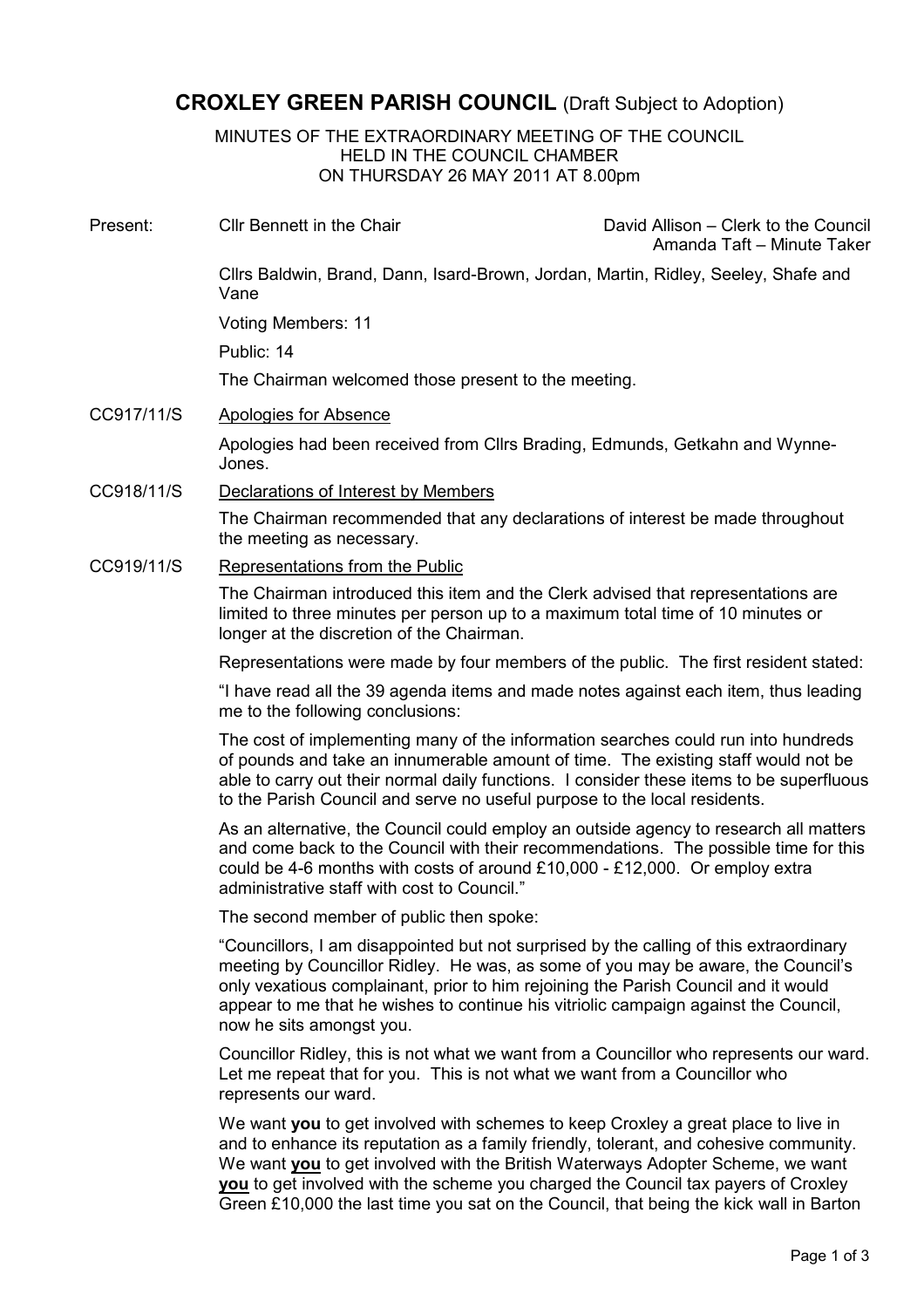# CROXLEY GREEN PARISH COUNCIL (Draft Subject to Adoption)

MINUTES OF THE EXTRAORDINARY MEETING OF THE COUNCIL
HELD IN THE COUNCIL CHAMBER
ON THURSDAY 26 MAY 2011 AT 8.00pm

**Present:** Cllr Bennett in the Chair — David Allison – Clerk to the Council; Amanda Taft – Minute Taker

Cllrs Baldwin, Brand, Dann, Isard-Brown, Jordan, Martin, Ridley, Seeley, Shafe and Vane

Voting Members: 11

Public: 14

The Chairman welcomed those present to the meeting.

**CC917/11/S** Apologies for Absence

Apologies had been received from Cllrs Brading, Edmunds, Getkahn and Wynne-Jones.

**CC918/11/S** Declarations of Interest by Members

The Chairman recommended that any declarations of interest be made throughout the meeting as necessary.

**CC919/11/S** Representations from the Public

The Chairman introduced this item and the Clerk advised that representations are limited to three minutes per person up to a maximum total time of 10 minutes or longer at the discretion of the Chairman.

Representations were made by four members of the public. The first resident stated:

"I have read all the 39 agenda items and made notes against each item, thus leading me to the following conclusions:

The cost of implementing many of the information searches could run into hundreds of pounds and take an innumerable amount of time. The existing staff would not be able to carry out their normal daily functions. I consider these items to be superfluous to the Parish Council and serve no useful purpose to the local residents.

As an alternative, the Council could employ an outside agency to research all matters and come back to the Council with their recommendations. The possible time for this could be 4-6 months with costs of around £10,000 - £12,000. Or employ extra administrative staff with cost to Council."

The second member of public then spoke:

"Councillors, I am disappointed but not surprised by the calling of this extraordinary meeting by Councillor Ridley. He was, as some of you may be aware, the Council's only vexatious complainant, prior to him rejoining the Parish Council and it would appear to me that he wishes to continue his vitriolic campaign against the Council, now he sits amongst you.

Councillor Ridley, this is not what we want from a Councillor who represents our ward. Let me repeat that for you. This is not what we want from a Councillor who represents our ward.

We want **you** to get involved with schemes to keep Croxley a great place to live in and to enhance its reputation as a family friendly, tolerant, and cohesive community. We want **you** to get involved with the British Waterways Adopter Scheme, we want **you** to get involved with the scheme you charged the Council tax payers of Croxley Green £10,000 the last time you sat on the Council, that being the kick wall in Barton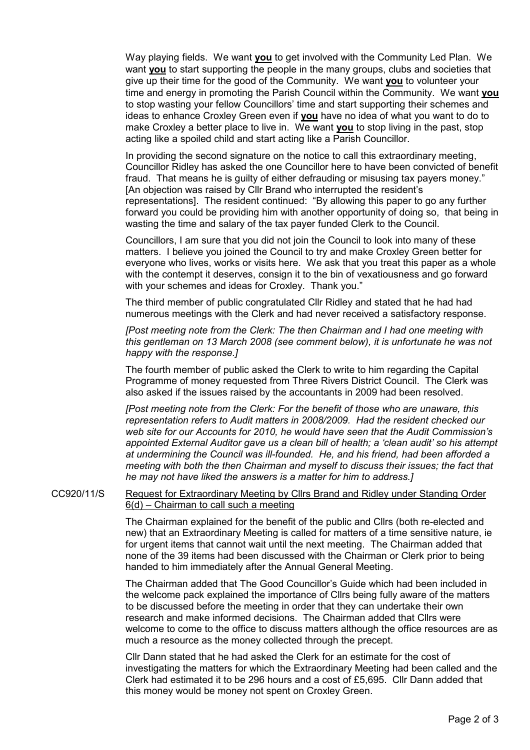Way playing fields. We want **you** to get involved with the Community Led Plan. We want **you** to start supporting the people in the many groups, clubs and societies that give up their time for the good of the Community. We want **you** to volunteer your time and energy in promoting the Parish Council within the Community. We want **you** to stop wasting your fellow Councillors' time and start supporting their schemes and ideas to enhance Croxley Green even if **you** have no idea of what you want to do to make Croxley a better place to live in. We want **you** to stop living in the past, stop acting like a spoiled child and start acting like a Parish Councillor.

In providing the second signature on the notice to call this extraordinary meeting, Councillor Ridley has asked the one Councillor here to have been convicted of benefit fraud. That means he is guilty of either defrauding or misusing tax payers money." [An objection was raised by Cllr Brand who interrupted the resident's representations]. The resident continued: "By allowing this paper to go any further forward you could be providing him with another opportunity of doing so, that being in wasting the time and salary of the tax payer funded Clerk to the Council.

Councillors, I am sure that you did not join the Council to look into many of these matters. I believe you joined the Council to try and make Croxley Green better for everyone who lives, works or visits here. We ask that you treat this paper as a whole with the contempt it deserves, consign it to the bin of vexatiousness and go forward with your schemes and ideas for Croxley. Thank you."

The third member of public congratulated Cllr Ridley and stated that he had had numerous meetings with the Clerk and had never received a satisfactory response.

*[Post meeting note from the Clerk: The then Chairman and I had one meeting with this gentleman on 13 March 2008 (see comment below), it is unfortunate he was not happy with the response.]*

The fourth member of public asked the Clerk to write to him regarding the Capital Programme of money requested from Three Rivers District Council. The Clerk was also asked if the issues raised by the accountants in 2009 had been resolved.

*[Post meeting note from the Clerk: For the benefit of those who are unaware, this representation refers to Audit matters in 2008/2009. Had the resident checked our web site for our Accounts for 2010, he would have seen that the Audit Commission's appointed External Auditor gave us a clean bill of health; a 'clean audit' so his attempt at undermining the Council was ill-founded. He, and his friend, had been afforded a meeting with both the then Chairman and myself to discuss their issues; the fact that he may not have liked the answers is a matter for him to address.]*

CC920/11/S <u>Request for Extraordinary Meeting by Cllrs Brand and Ridley under Standing Order 6(d) – Chairman to call such a meeting</u>

The Chairman explained for the benefit of the public and Cllrs (both re-elected and new) that an Extraordinary Meeting is called for matters of a time sensitive nature, ie for urgent items that cannot wait until the next meeting. The Chairman added that none of the 39 items had been discussed with the Chairman or Clerk prior to being handed to him immediately after the Annual General Meeting.

The Chairman added that The Good Councillor's Guide which had been included in the welcome pack explained the importance of Cllrs being fully aware of the matters to be discussed before the meeting in order that they can undertake their own research and make informed decisions. The Chairman added that Cllrs were welcome to come to the office to discuss matters although the office resources are as much a resource as the money collected through the precept.

Cllr Dann stated that he had asked the Clerk for an estimate for the cost of investigating the matters for which the Extraordinary Meeting had been called and the Clerk had estimated it to be 296 hours and a cost of £5,695. Cllr Dann added that this money would be money not spent on Croxley Green.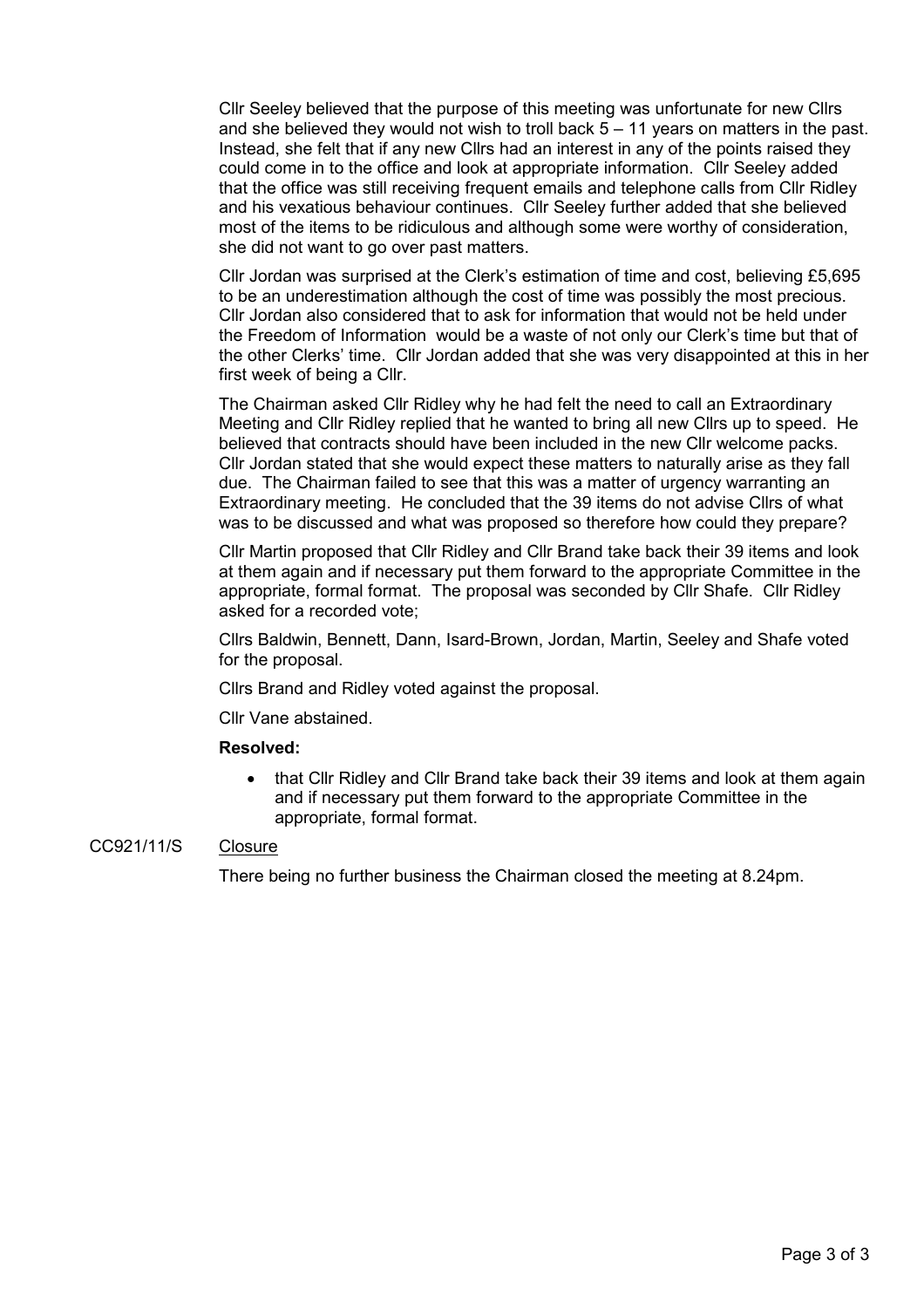Cllr Seeley believed that the purpose of this meeting was unfortunate for new Cllrs and she believed they would not wish to troll back 5 – 11 years on matters in the past. Instead, she felt that if any new Cllrs had an interest in any of the points raised they could come in to the office and look at appropriate information. Cllr Seeley added that the office was still receiving frequent emails and telephone calls from Cllr Ridley and his vexatious behaviour continues. Cllr Seeley further added that she believed most of the items to be ridiculous and although some were worthy of consideration, she did not want to go over past matters.

Cllr Jordan was surprised at the Clerk's estimation of time and cost, believing £5,695 to be an underestimation although the cost of time was possibly the most precious. Cllr Jordan also considered that to ask for information that would not be held under the Freedom of Information would be a waste of not only our Clerk's time but that of the other Clerks' time. Cllr Jordan added that she was very disappointed at this in her first week of being a Cllr.

The Chairman asked Cllr Ridley why he had felt the need to call an Extraordinary Meeting and Cllr Ridley replied that he wanted to bring all new Cllrs up to speed. He believed that contracts should have been included in the new Cllr welcome packs. Cllr Jordan stated that she would expect these matters to naturally arise as they fall due. The Chairman failed to see that this was a matter of urgency warranting an Extraordinary meeting. He concluded that the 39 items do not advise Cllrs of what was to be discussed and what was proposed so therefore how could they prepare?

Cllr Martin proposed that Cllr Ridley and Cllr Brand take back their 39 items and look at them again and if necessary put them forward to the appropriate Committee in the appropriate, formal format. The proposal was seconded by Cllr Shafe. Cllr Ridley asked for a recorded vote;

Cllrs Baldwin, Bennett, Dann, Isard-Brown, Jordan, Martin, Seeley and Shafe voted for the proposal.

Cllrs Brand and Ridley voted against the proposal.

Cllr Vane abstained.

**Resolved:**

- that Cllr Ridley and Cllr Brand take back their 39 items and look at them again and if necessary put them forward to the appropriate Committee in the appropriate, formal format.

CC921/11/S Closure

There being no further business the Chairman closed the meeting at 8.24pm.